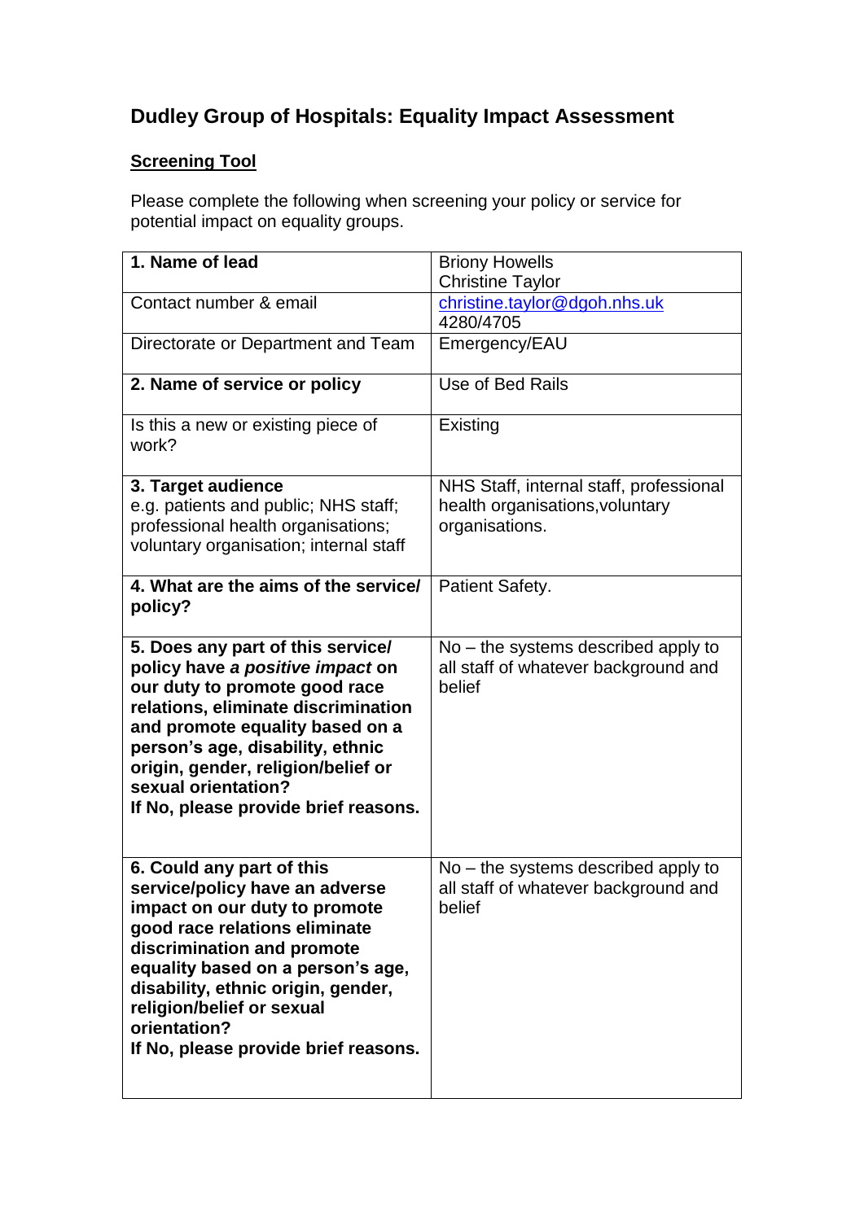# Dudley Group of Hospitals: Equality Impact Assessment

**<u>Screening Tool</u>**

Please complete the following when screening your policy or service for potential impact on equality groups.

| | |
|---|---|
| **1. Name of lead** | Briony Howells<br>Christine Taylor |
| Contact number & email | christine.taylor@dgoh.nhs.uk<br>4280/4705 |
| Directorate or Department and Team | Emergency/EAU |
| **2. Name of service or policy** | Use of Bed Rails |
| Is this a new or existing piece of work? | Existing |
| **3. Target audience**<br>e.g. patients and public; NHS staff; professional health organisations; voluntary organisation; internal staff | NHS Staff, internal staff, professional health organisations,voluntary organisations. |
| **4. What are the aims of the service/ policy?** | Patient Safety. |
| **5. Does any part of this service/ policy have *a positive impact* on our duty to promote good race relations, eliminate discrimination and promote equality based on a person's age, disability, ethnic origin, gender, religion/belief or sexual orientation?**<br>**If No, please provide brief reasons.** | No – the systems described apply to all staff of whatever background and belief |
| **6. Could any part of this service/policy have an adverse impact on our duty to promote good race relations eliminate discrimination and promote equality based on a person's age, disability, ethnic origin, gender, religion/belief or sexual orientation?**<br>**If No, please provide brief reasons.** | No – the systems described apply to all staff of whatever background and belief |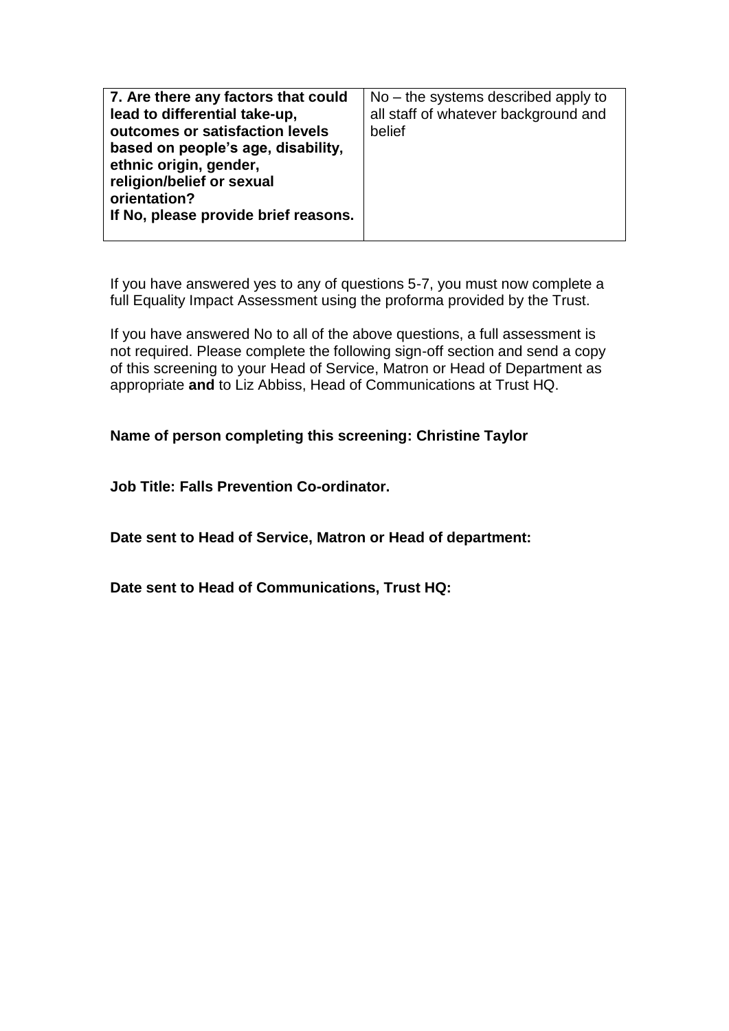| | |
|---|---|
| **7. Are there any factors that could lead to differential take-up, outcomes or satisfaction levels based on people's age, disability, ethnic origin, gender, religion/belief or sexual orientation? If No, please provide brief reasons.** | No – the systems described apply to all staff of whatever background and belief |

If you have answered yes to any of questions 5-7, you must now complete a full Equality Impact Assessment using the proforma provided by the Trust.

If you have answered No to all of the above questions, a full assessment is not required. Please complete the following sign-off section and send a copy of this screening to your Head of Service, Matron or Head of Department as appropriate **and** to Liz Abbiss, Head of Communications at Trust HQ.

**Name of person completing this screening: Christine Taylor**

**Job Title: Falls Prevention Co-ordinator.**

**Date sent to Head of Service, Matron or Head of department:**

**Date sent to Head of Communications, Trust HQ:**